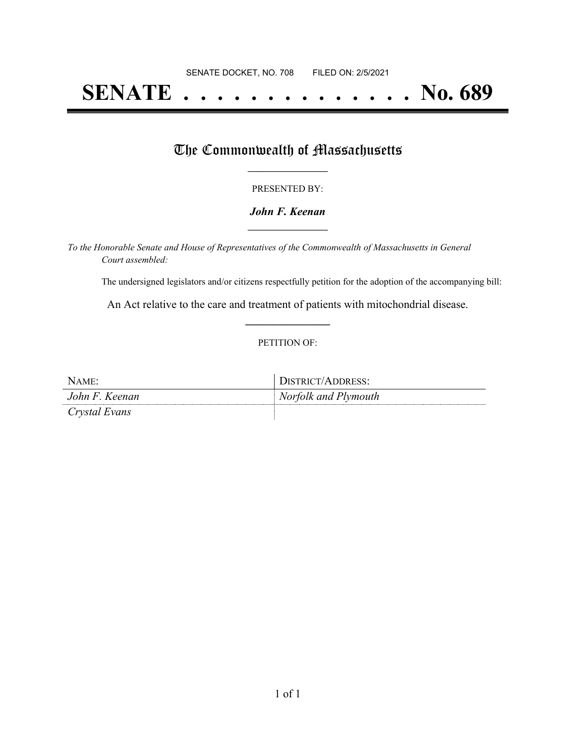SENATE DOCKET, NO. 708        FILED ON: 2/5/2021

# SENATE . . . . . . . . . . . . . . No. 689

## The Commonwealth of Massachusetts

PRESENTED BY:

***John F. Keenan***

*To the Honorable Senate and House of Representatives of the Commonwealth of Massachusetts in General Court assembled:*

The undersigned legislators and/or citizens respectfully petition for the adoption of the accompanying bill:

An Act relative to the care and treatment of patients with mitochondrial disease.

PETITION OF:

| NAME: | DISTRICT/ADDRESS: |
| --- | --- |
| *John F. Keenan* | *Norfolk and Plymouth* |
| *Crystal Evans* | |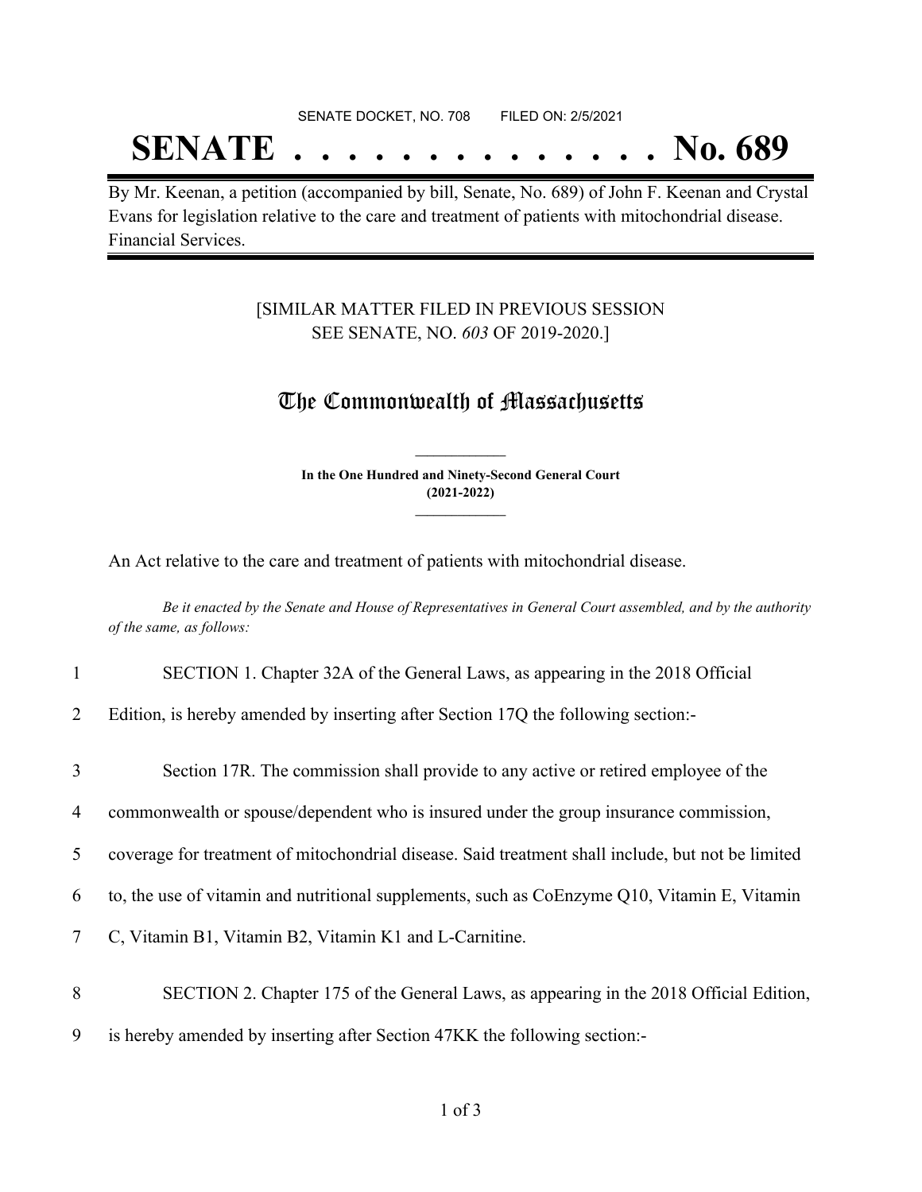SENATE DOCKET, NO. 708        FILED ON: 2/5/2021

# SENATE . . . . . . . . . . . . . . No. 689

By Mr. Keenan, a petition (accompanied by bill, Senate, No. 689) of John F. Keenan and Crystal Evans for legislation relative to the care and treatment of patients with mitochondrial disease. Financial Services.

[SIMILAR MATTER FILED IN PREVIOUS SESSION SEE SENATE, NO. *603* OF 2019-2020.]

## The Commonwealth of Massachusetts

**In the One Hundred and Ninety-Second General Court (2021-2022)**

An Act relative to the care and treatment of patients with mitochondrial disease.

*Be it enacted by the Senate and House of Representatives in General Court assembled, and by the authority of the same, as follows:*

1 SECTION 1. Chapter 32A of the General Laws, as appearing in the 2018 Official
2 Edition, is hereby amended by inserting after Section 17Q the following section:-

3 Section 17R. The commission shall provide to any active or retired employee of the
4 commonwealth or spouse/dependent who is insured under the group insurance commission,
5 coverage for treatment of mitochondrial disease. Said treatment shall include, but not be limited
6 to, the use of vitamin and nutritional supplements, such as CoEnzyme Q10, Vitamin E, Vitamin
7 C, Vitamin B1, Vitamin B2, Vitamin K1 and L-Carnitine.

8 SECTION 2. Chapter 175 of the General Laws, as appearing in the 2018 Official Edition,
9 is hereby amended by inserting after Section 47KK the following section:-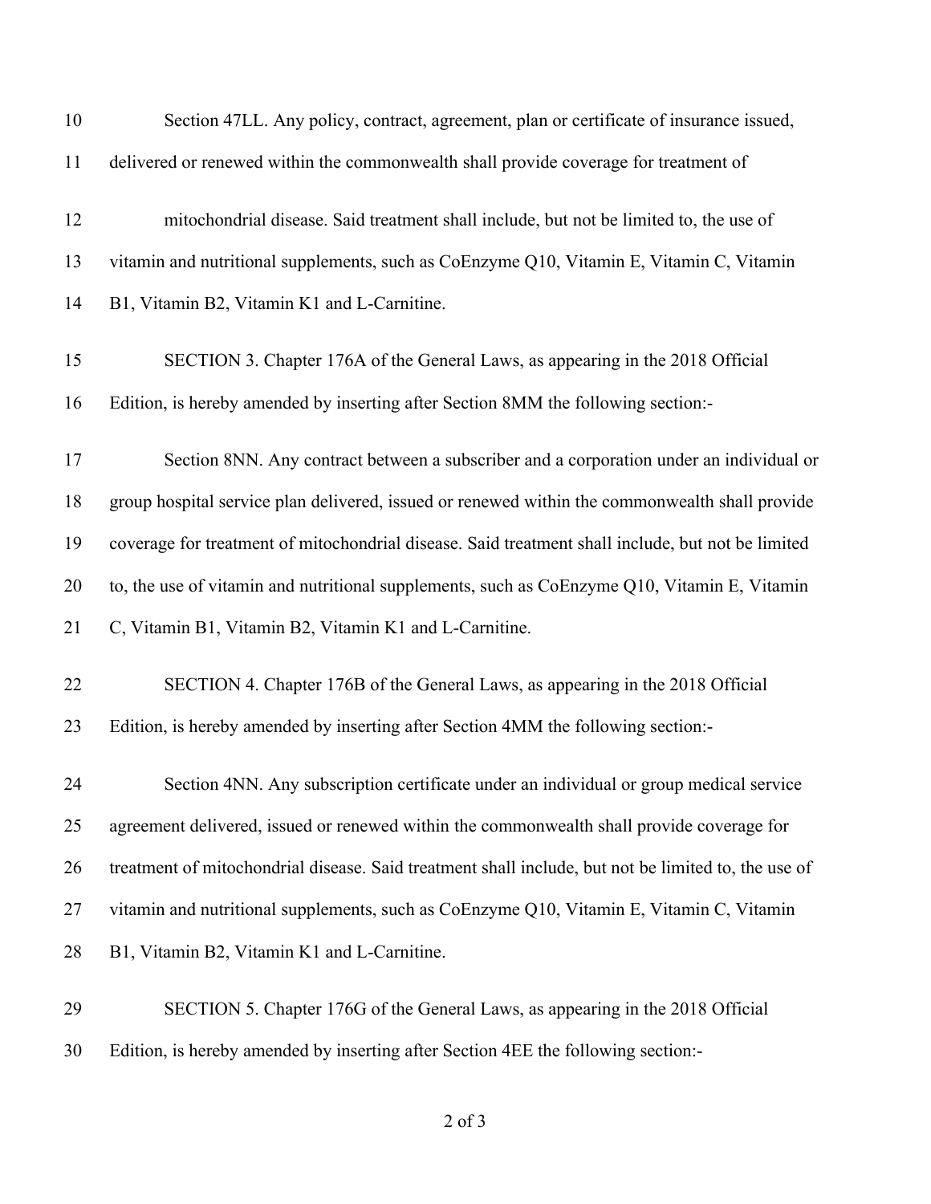Section 47LL. Any policy, contract, agreement, plan or certificate of insurance issued, delivered or renewed within the commonwealth shall provide coverage for treatment of

mitochondrial disease. Said treatment shall include, but not be limited to, the use of vitamin and nutritional supplements, such as CoEnzyme Q10, Vitamin E, Vitamin C, Vitamin B1, Vitamin B2, Vitamin K1 and L-Carnitine.

SECTION 3. Chapter 176A of the General Laws, as appearing in the 2018 Official Edition, is hereby amended by inserting after Section 8MM the following section:-

Section 8NN. Any contract between a subscriber and a corporation under an individual or group hospital service plan delivered, issued or renewed within the commonwealth shall provide coverage for treatment of mitochondrial disease. Said treatment shall include, but not be limited to, the use of vitamin and nutritional supplements, such as CoEnzyme Q10, Vitamin E, Vitamin C, Vitamin B1, Vitamin B2, Vitamin K1 and L-Carnitine.

SECTION 4. Chapter 176B of the General Laws, as appearing in the 2018 Official Edition, is hereby amended by inserting after Section 4MM the following section:-

Section 4NN. Any subscription certificate under an individual or group medical service agreement delivered, issued or renewed within the commonwealth shall provide coverage for treatment of mitochondrial disease. Said treatment shall include, but not be limited to, the use of vitamin and nutritional supplements, such as CoEnzyme Q10, Vitamin E, Vitamin C, Vitamin B1, Vitamin B2, Vitamin K1 and L-Carnitine.

SECTION 5. Chapter 176G of the General Laws, as appearing in the 2018 Official Edition, is hereby amended by inserting after Section 4EE the following section:-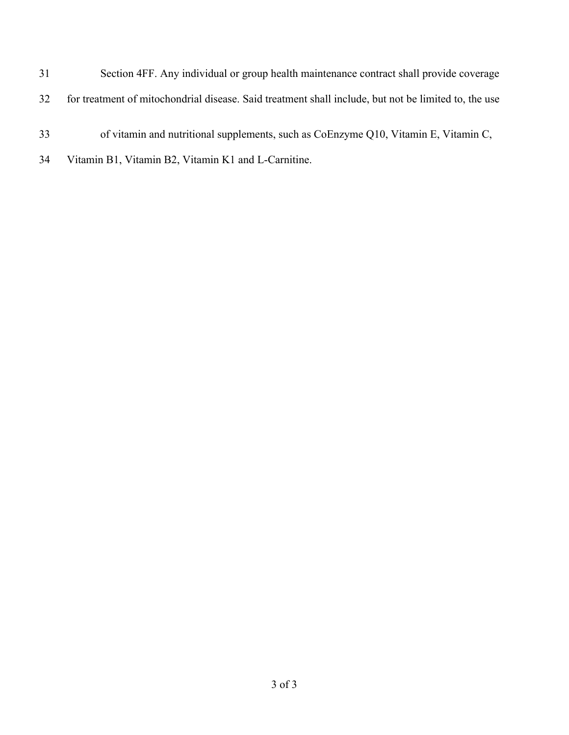Section 4FF. Any individual or group health maintenance contract shall provide coverage for treatment of mitochondrial disease. Said treatment shall include, but not be limited to, the use of vitamin and nutritional supplements, such as CoEnzyme Q10, Vitamin E, Vitamin C, Vitamin B1, Vitamin B2, Vitamin K1 and L-Carnitine.